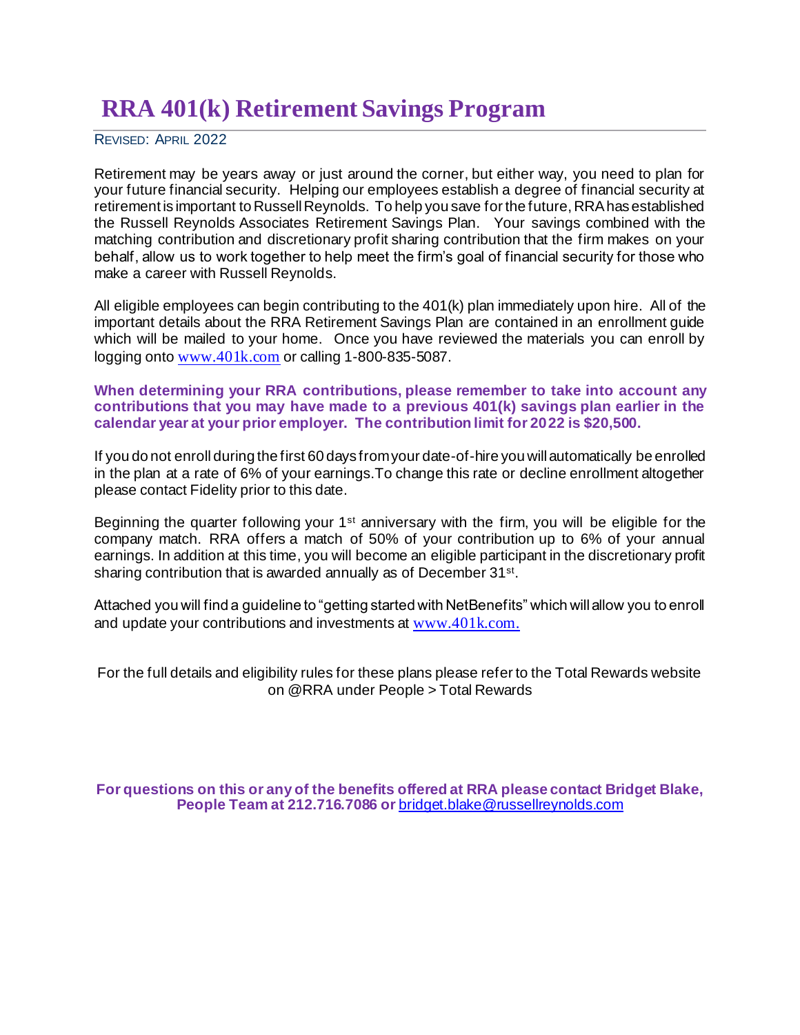# RRA 401(k) Retirement Savings Program

REVISED: APRIL 2022

Retirement may be years away or just around the corner, but either way, you need to plan for your future financial security. Helping our employees establish a degree of financial security at retirement is important to Russell Reynolds. To help you save for the future, RRA has established the Russell Reynolds Associates Retirement Savings Plan. Your savings combined with the matching contribution and discretionary profit sharing contribution that the firm makes on your behalf, allow us to work together to help meet the firm's goal of financial security for those who make a career with Russell Reynolds.

All eligible employees can begin contributing to the 401(k) plan immediately upon hire. All of the important details about the RRA Retirement Savings Plan are contained in an enrollment guide which will be mailed to your home. Once you have reviewed the materials you can enroll by logging onto www.401k.com or calling 1-800-835-5087.

**When determining your RRA contributions, please remember to take into account any contributions that you may have made to a previous 401(k) savings plan earlier in the calendar year at your prior employer. The contribution limit for 2022 is $20,500.**

If you do not enroll during the first 60 days from your date-of-hire you will automatically be enrolled in the plan at a rate of 6% of your earnings.To change this rate or decline enrollment altogether please contact Fidelity prior to this date.

Beginning the quarter following your 1st anniversary with the firm, you will be eligible for the company match. RRA offers a match of 50% of your contribution up to 6% of your annual earnings. In addition at this time, you will become an eligible participant in the discretionary profit sharing contribution that is awarded annually as of December 31st.

Attached you will find a guideline to "getting started with NetBenefits" which will allow you to enroll and update your contributions and investments at www.401k.com.

For the full details and eligibility rules for these plans please refer to the Total Rewards website on @RRA under People > Total Rewards

**For questions on this or any of the benefits offered at RRA please contact Bridget Blake, People Team at 212.716.7086 or bridget.blake@russellreynolds.com**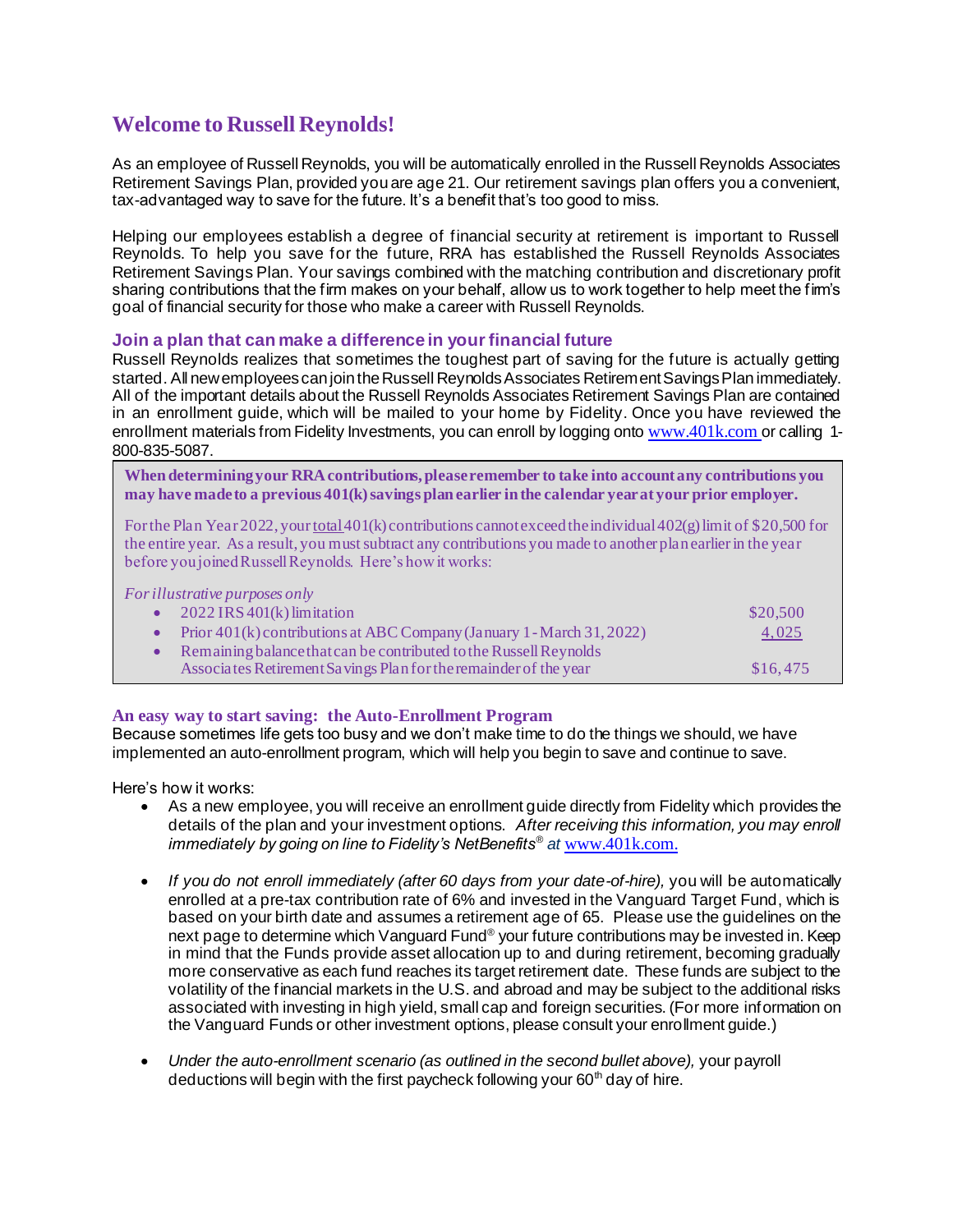## Welcome to Russell Reynolds!

As an employee of Russell Reynolds, you will be automatically enrolled in the Russell Reynolds Associates Retirement Savings Plan, provided you are age 21. Our retirement savings plan offers you a convenient, tax-advantaged way to save for the future. It's a benefit that's too good to miss.

Helping our employees establish a degree of financial security at retirement is important to Russell Reynolds. To help you save for the future, RRA has established the Russell Reynolds Associates Retirement Savings Plan. Your savings combined with the matching contribution and discretionary profit sharing contributions that the firm makes on your behalf, allow us to work together to help meet the firm's goal of financial security for those who make a career with Russell Reynolds.

### Join a plan that can make a difference in your financial future

Russell Reynolds realizes that sometimes the toughest part of saving for the future is actually getting started. All new employees can join the Russell Reynolds Associates Retirement Savings Plan immediately. All of the important details about the Russell Reynolds Associates Retirement Savings Plan are contained in an enrollment guide, which will be mailed to your home by Fidelity. Once you have reviewed the enrollment materials from Fidelity Investments, you can enroll by logging onto www.401k.com or calling 1-800-835-5087.

**When determining your RRA contributions, please remember to take into account any contributions you may have made to a previous 401(k) savings plan earlier in the calendar year at your prior employer.**

For the Plan Year 2022, your total 401(k) contributions cannot exceed the individual 402(g) limit of $20,500 for the entire year. As a result, you must subtract any contributions you made to another plan earlier in the year before you joined Russell Reynolds. Here's how it works:

*For illustrative purposes only*

- 2022 IRS 401(k) limitation — $20,500
- Prior 401(k) contributions at ABC Company (January 1 - March 31, 2022) — 4,025
- Remaining balance that can be contributed to the Russell Reynolds Associates Retirement Savings Plan for the remainder of the year — $16,475

### An easy way to start saving: the Auto-Enrollment Program

Because sometimes life gets too busy and we don't make time to do the things we should, we have implemented an auto-enrollment program, which will help you begin to save and continue to save.

Here's how it works:

- As a new employee, you will receive an enrollment guide directly from Fidelity which provides the details of the plan and your investment options. *After receiving this information, you may enroll immediately by going on line to Fidelity's NetBenefits® at* www.401k.com.

- *If you do not enroll immediately (after 60 days from your date-of-hire),* you will be automatically enrolled at a pre-tax contribution rate of 6% and invested in the Vanguard Target Fund, which is based on your birth date and assumes a retirement age of 65. Please use the guidelines on the next page to determine which Vanguard Fund® your future contributions may be invested in. Keep in mind that the Funds provide asset allocation up to and during retirement, becoming gradually more conservative as each fund reaches its target retirement date. These funds are subject to the volatility of the financial markets in the U.S. and abroad and may be subject to the additional risks associated with investing in high yield, small cap and foreign securities. (For more information on the Vanguard Funds or other investment options, please consult your enrollment guide.)

- *Under the auto-enrollment scenario (as outlined in the second bullet above),* your payroll deductions will begin with the first paycheck following your 60th day of hire.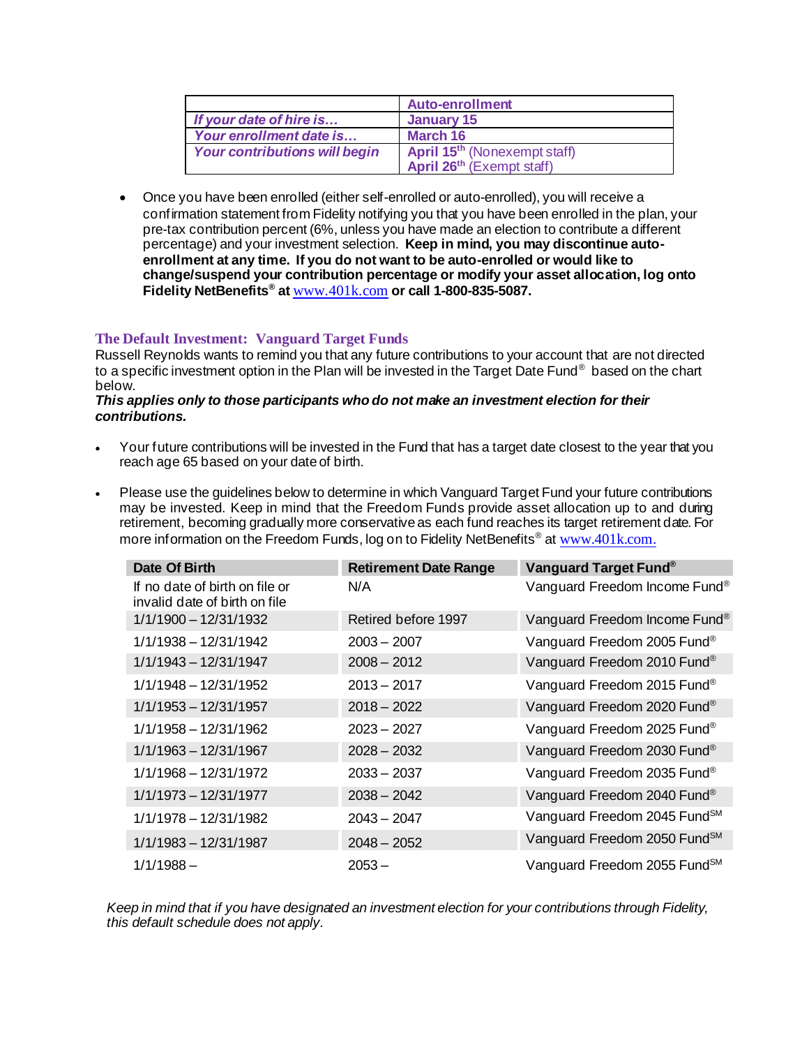| | Auto-enrollment |
|---|---|
| *If your date of hire is…* | January 15 |
| *Your enrollment date is…* | March 16 |
| *Your contributions will begin* | April 15th (Nonexempt staff) April 26th (Exempt staff) |

- Once you have been enrolled (either self-enrolled or auto-enrolled), you will receive a confirmation statement from Fidelity notifying you that you have been enrolled in the plan, your pre-tax contribution percent (6%, unless you have made an election to contribute a different percentage) and your investment selection. **Keep in mind, you may discontinue auto-enrollment at any time. If you do not want to be auto-enrolled or would like to change/suspend your contribution percentage or modify your asset allocation, log onto Fidelity NetBenefits® at** www.401k.com **or call 1-800-835-5087.**

## The Default Investment: Vanguard Target Funds

Russell Reynolds wants to remind you that any future contributions to your account that are not directed to a specific investment option in the Plan will be invested in the Target Date Fund® based on the chart below.

***This applies only to those participants who do not make an investment election for their contributions.***

- Your future contributions will be invested in the Fund that has a target date closest to the year that you reach age 65 based on your date of birth.
- Please use the guidelines below to determine in which Vanguard Target Fund your future contributions may be invested. Keep in mind that the Freedom Funds provide asset allocation up to and during retirement, becoming gradually more conservative as each fund reaches its target retirement date. For more information on the Freedom Funds, log on to Fidelity NetBenefits® at www.401k.com.

| Date Of Birth | Retirement Date Range | Vanguard Target Fund® |
|---|---|---|
| If no date of birth on file or invalid date of birth on file | N/A | Vanguard Freedom Income Fund® |
| 1/1/1900 – 12/31/1932 | Retired before 1997 | Vanguard Freedom Income Fund® |
| 1/1/1938 – 12/31/1942 | 2003 – 2007 | Vanguard Freedom 2005 Fund® |
| 1/1/1943 – 12/31/1947 | 2008 – 2012 | Vanguard Freedom 2010 Fund® |
| 1/1/1948 – 12/31/1952 | 2013 – 2017 | Vanguard Freedom 2015 Fund® |
| 1/1/1953 – 12/31/1957 | 2018 – 2022 | Vanguard Freedom 2020 Fund® |
| 1/1/1958 – 12/31/1962 | 2023 – 2027 | Vanguard Freedom 2025 Fund® |
| 1/1/1963 – 12/31/1967 | 2028 – 2032 | Vanguard Freedom 2030 Fund® |
| 1/1/1968 – 12/31/1972 | 2033 – 2037 | Vanguard Freedom 2035 Fund® |
| 1/1/1973 – 12/31/1977 | 2038 – 2042 | Vanguard Freedom 2040 Fund® |
| 1/1/1978 – 12/31/1982 | 2043 – 2047 | Vanguard Freedom 2045 Fund℠ |
| 1/1/1983 – 12/31/1987 | 2048 – 2052 | Vanguard Freedom 2050 Fund℠ |
| 1/1/1988 – | 2053 – | Vanguard Freedom 2055 Fund℠ |

*Keep in mind that if you have designated an investment election for your contributions through Fidelity, this default schedule does not apply.*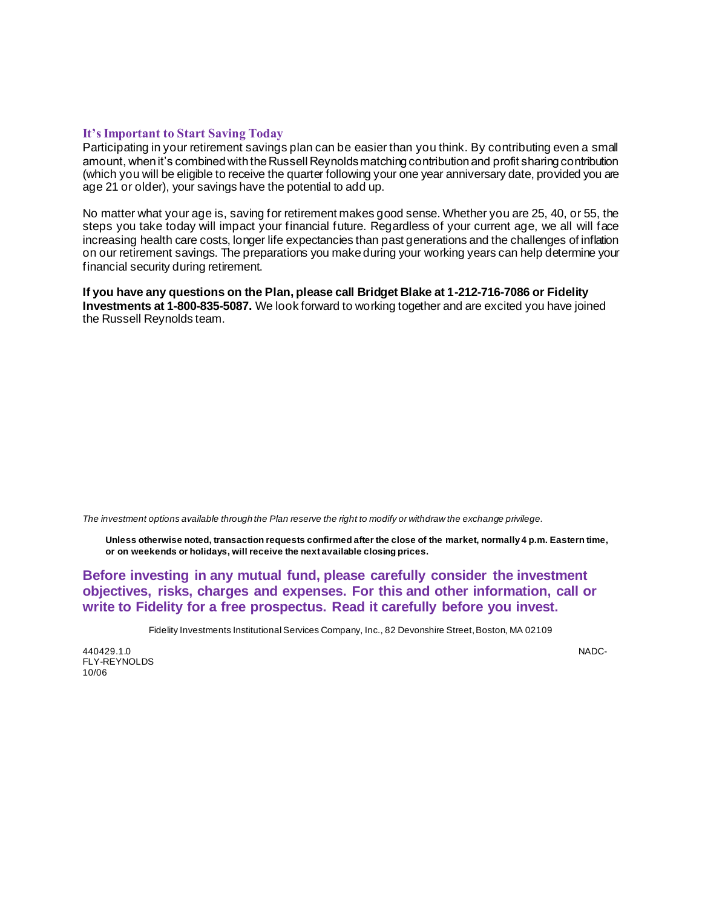## It's Important to Start Saving Today

Participating in your retirement savings plan can be easier than you think. By contributing even a small amount, when it's combined with the Russell Reynolds matching contribution and profit sharing contribution (which you will be eligible to receive the quarter following your one year anniversary date, provided you are age 21 or older), your savings have the potential to add up.

No matter what your age is, saving for retirement makes good sense. Whether you are 25, 40, or 55, the steps you take today will impact your financial future. Regardless of your current age, we all will face increasing health care costs, longer life expectancies than past generations and the challenges of inflation on our retirement savings. The preparations you make during your working years can help determine your financial security during retirement.

**If you have any questions on the Plan, please call Bridget Blake at 1-212-716-7086 or Fidelity Investments at 1-800-835-5087.** We look forward to working together and are excited you have joined the Russell Reynolds team.

*The investment options available through the Plan reserve the right to modify or withdraw the exchange privilege.*

**Unless otherwise noted, transaction requests confirmed after the close of the market, normally 4 p.m. Eastern time, or on weekends or holidays, will receive the next available closing prices.**

**Before investing in any mutual fund, please carefully consider the investment objectives, risks, charges and expenses. For this and other information, call or write to Fidelity for a free prospectus. Read it carefully before you invest.**

Fidelity Investments Institutional Services Company, Inc., 82 Devonshire Street, Boston, MA 02109

440429.1.0
NADC-FLY-REYNOLDS
10/06